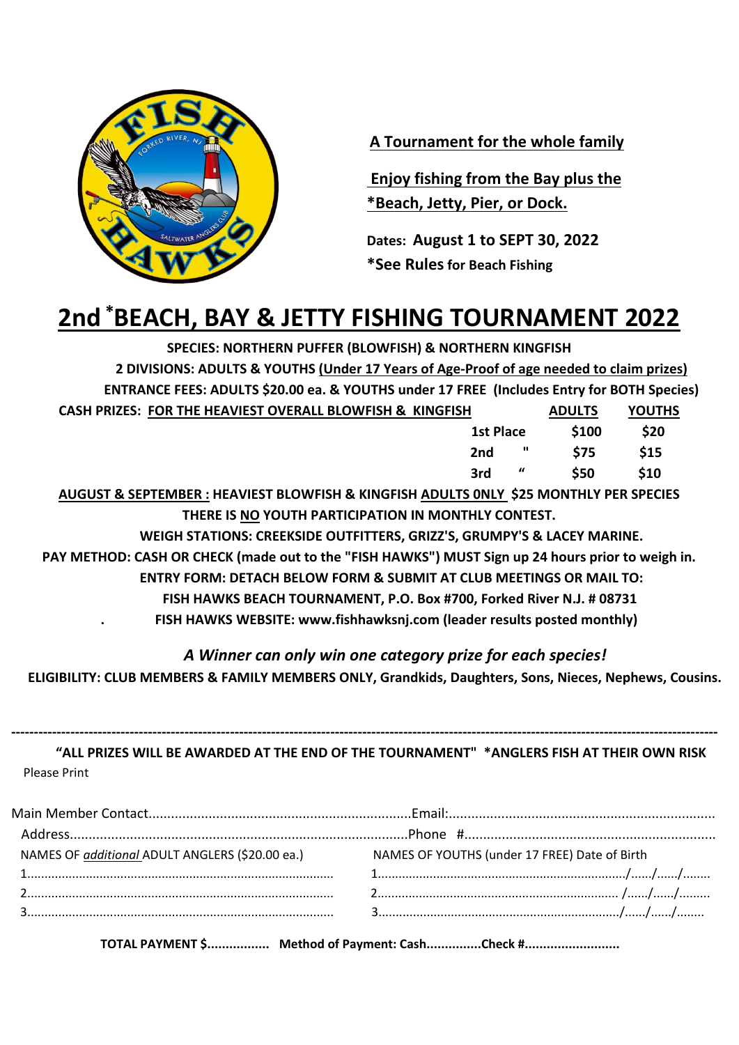**A Tournament for the whole family**

**Enjoy fishing from the Bay plus the *Beach, Jetty, Pier, or Dock.**

**Dates: August 1 to SEPT 30, 2022**

***See Rules for Beach Fishing**

# 2nd *BEACH, BAY & JETTY FISHING TOURNAMENT 2022

**SPECIES: NORTHERN PUFFER (BLOWFISH) & NORTHERN KINGFISH**

**2 DIVISIONS: ADULTS & YOUTHS (Under 17 Years of Age-Proof of age needed to claim prizes)**

**ENTRANCE FEES: ADULTS $20.00 ea. & YOUTHS under 17 FREE (Includes Entry for BOTH Species)**

**CASH PRIZES: FOR THE HEAVIEST OVERALL BLOWFISH & KINGFISH**

| | ADULTS | YOUTHS |
|---|---|---|
| 1st Place | $100 | $20 |
| 2nd " | $75 | $15 |
| 3rd " | $50 | $10 |

**AUGUST & SEPTEMBER : HEAVIEST BLOWFISH & KINGFISH ADULTS 0NLY $25 MONTHLY PER SPECIES**

**THERE IS NO YOUTH PARTICIPATION IN MONTHLY CONTEST.**

**WEIGH STATIONS: CREEKSIDE OUTFITTERS, GRIZZ'S, GRUMPY'S & LACEY MARINE.**

**PAY METHOD: CASH OR CHECK (made out to the "FISH HAWKS") MUST Sign up 24 hours prior to weigh in.**

**ENTRY FORM: DETACH BELOW FORM & SUBMIT AT CLUB MEETINGS OR MAIL TO:**

**FISH HAWKS BEACH TOURNAMENT, P.O. Box #700, Forked River N.J. # 08731**

**FISH HAWKS WEBSITE: www.fishhawksnj.com (leader results posted monthly)**

***A Winner can only win one category prize for each species!***

**ELIGIBILITY: CLUB MEMBERS & FAMILY MEMBERS ONLY, Grandkids, Daughters, Sons, Nieces, Nephews, Cousins.**

---

**"ALL PRIZES WILL BE AWARDED AT THE END OF THE TOURNAMENT" *ANGLERS FISH AT THEIR OWN RISK**

Please Print

Main Member Contact.................................................................Email:.................................................................

Address.................................................................Phone #.................................................................

| NAMES OF *additional* ADULT ANGLERS ($20.00 ea.) | NAMES OF YOUTHS (under 17 FREE) Date of Birth |
|---|---|
| 1.................................................... | 1..................................................../....../....../........ |
| 2.................................................... | 2.................................................... /....../....../........ |
| 3.................................................... | 3..................................................../....../....../........ |

**TOTAL PAYMENT $................. Method of Payment: Cash...............Check #.........................**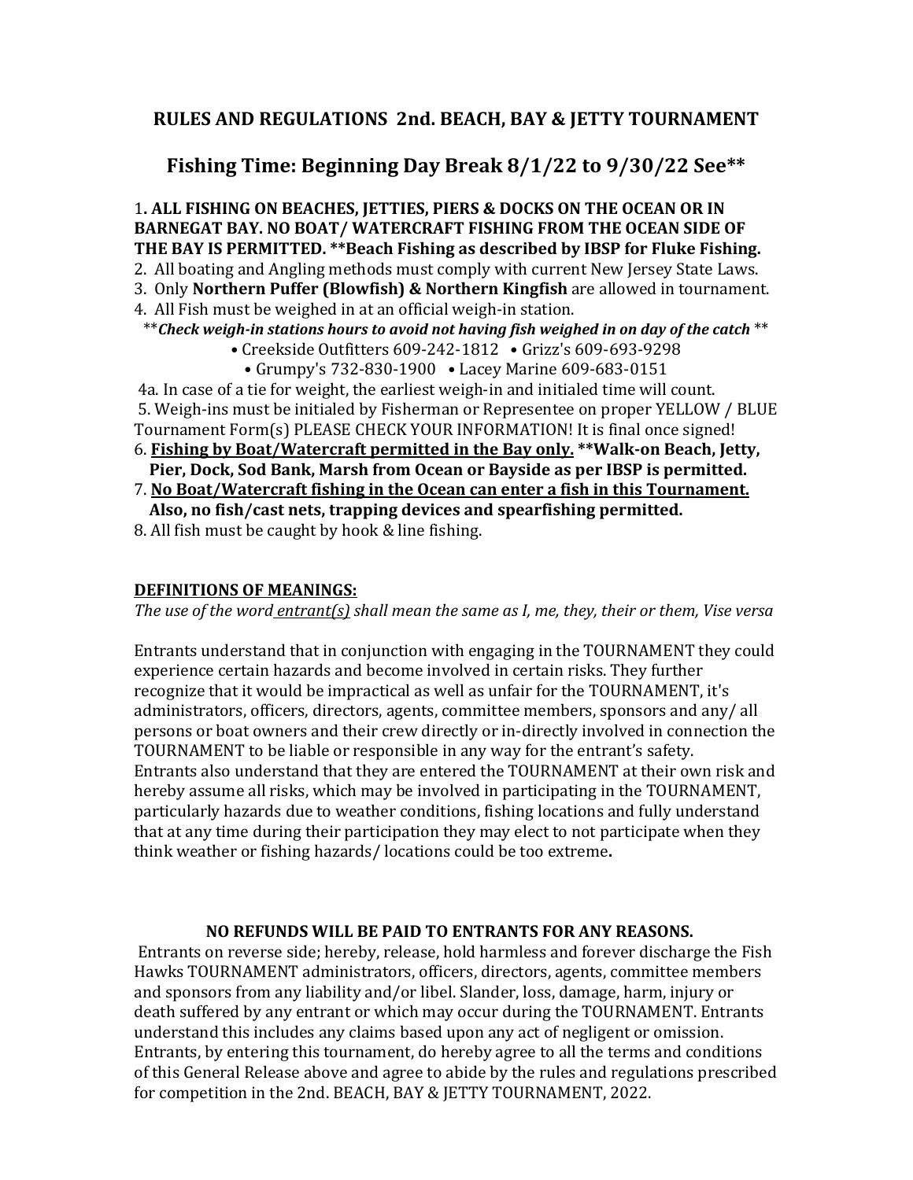## RULES AND REGULATIONS 2nd. BEACH, BAY & JETTY TOURNAMENT

## Fishing Time: Beginning Day Break 8/1/22 to 9/30/22 See**

1. **ALL FISHING ON BEACHES, JETTIES, PIERS & DOCKS ON THE OCEAN OR IN BARNEGAT BAY. NO BOAT/ WATERCRAFT FISHING FROM THE OCEAN SIDE OF THE BAY IS PERMITTED. **Beach Fishing as described by IBSP for Fluke Fishing.**
2. All boating and Angling methods must comply with current New Jersey State Laws.
3. Only **Northern Puffer (Blowfish) & Northern Kingfish** are allowed in tournament.
4. All Fish must be weighed in at an official weigh-in station.

**\*\**Check weigh-in stations hours to avoid not having fish weighed in on day of the catch*\*\***

• Creekside Outfitters 609-242-1812 • Grizz's 609-693-9298
• Grumpy's 732-830-1900 • Lacey Marine 609-683-0151

4a. In case of a tie for weight, the earliest weigh-in and initialed time will count.

5. Weigh-ins must be initialed by Fisherman or Representee on proper YELLOW / BLUE Tournament Form(s) PLEASE CHECK YOUR INFORMATION! It is final once signed!
6. **Fishing by Boat/Watercraft permitted in the Bay only. **Walk-on Beach, Jetty, Pier, Dock, Sod Bank, Marsh from Ocean or Bayside as per IBSP is permitted.**
7. **No Boat/Watercraft fishing in the Ocean can enter a fish in this Tournament. Also, no fish/cast nets, trapping devices and spearfishing permitted.**
8. All fish must be caught by hook & line fishing.

**DEFINITIONS OF MEANINGS:**

*The use of the word entrant(s) shall mean the same as I, me, they, their or them, Vise versa*

Entrants understand that in conjunction with engaging in the TOURNAMENT they could experience certain hazards and become involved in certain risks. They further recognize that it would be impractical as well as unfair for the TOURNAMENT, it's administrators, officers, directors, agents, committee members, sponsors and any/ all persons or boat owners and their crew directly or in-directly involved in connection the TOURNAMENT to be liable or responsible in any way for the entrant's safety. Entrants also understand that they are entered the TOURNAMENT at their own risk and hereby assume all risks, which may be involved in participating in the TOURNAMENT, particularly hazards due to weather conditions, fishing locations and fully understand that at any time during their participation they may elect to not participate when they think weather or fishing hazards/ locations could be too extreme**.**

**NO REFUNDS WILL BE PAID TO ENTRANTS FOR ANY REASONS.**

Entrants on reverse side; hereby, release, hold harmless and forever discharge the Fish Hawks TOURNAMENT administrators, officers, directors, agents, committee members and sponsors from any liability and/or libel. Slander, loss, damage, harm, injury or death suffered by any entrant or which may occur during the TOURNAMENT. Entrants understand this includes any claims based upon any act of negligent or omission. Entrants, by entering this tournament, do hereby agree to all the terms and conditions of this General Release above and agree to abide by the rules and regulations prescribed for competition in the 2nd. BEACH, BAY & JETTY TOURNAMENT, 2022.